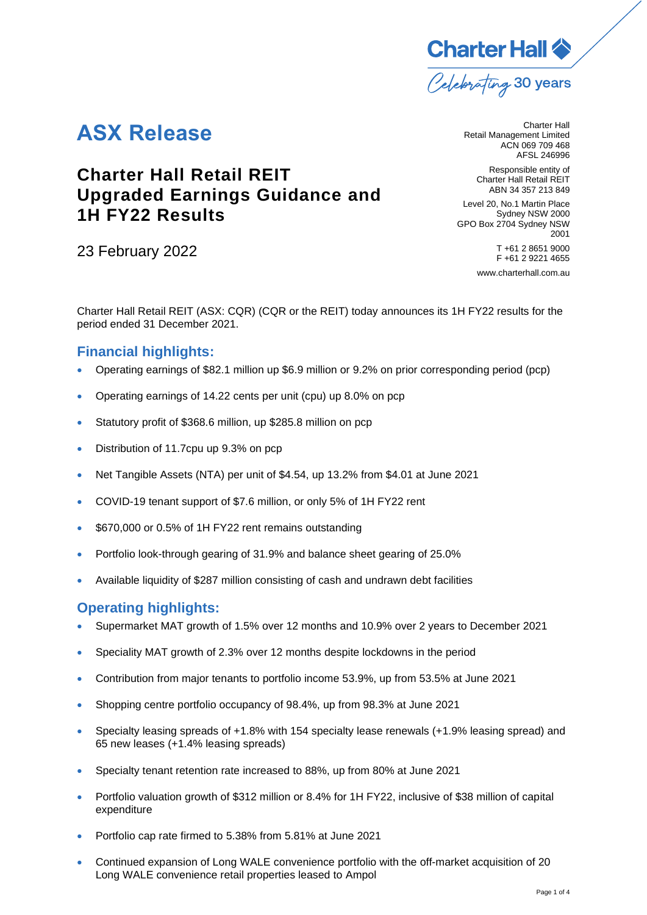Charter Hall

*Celebrating 30 years*

# ASX Release

## Charter Hall Retail REIT Upgraded Earnings Guidance and 1H FY22 Results

23 February 2022

Charter Hall
Retail Management Limited
ACN 069 709 468
AFSL 246996

Responsible entity of
Charter Hall Retail REIT
ABN 34 357 213 849

Level 20, No.1 Martin Place
Sydney NSW 2000
GPO Box 2704 Sydney NSW 2001

T +61 2 8651 9000
F +61 2 9221 4655

www.charterhall.com.au

Charter Hall Retail REIT (ASX: CQR) (CQR or the REIT) today announces its 1H FY22 results for the period ended 31 December 2021.

### Financial highlights:

- Operating earnings of $82.1 million up $6.9 million or 9.2% on prior corresponding period (pcp)
- Operating earnings of 14.22 cents per unit (cpu) up 8.0% on pcp
- Statutory profit of $368.6 million, up $285.8 million on pcp
- Distribution of 11.7cpu up 9.3% on pcp
- Net Tangible Assets (NTA) per unit of $4.54, up 13.2% from $4.01 at June 2021
- COVID-19 tenant support of $7.6 million, or only 5% of 1H FY22 rent
- $670,000 or 0.5% of 1H FY22 rent remains outstanding
- Portfolio look-through gearing of 31.9% and balance sheet gearing of 25.0%
- Available liquidity of $287 million consisting of cash and undrawn debt facilities

### Operating highlights:

- Supermarket MAT growth of 1.5% over 12 months and 10.9% over 2 years to December 2021
- Speciality MAT growth of 2.3% over 12 months despite lockdowns in the period
- Contribution from major tenants to portfolio income 53.9%, up from 53.5% at June 2021
- Shopping centre portfolio occupancy of 98.4%, up from 98.3% at June 2021
- Specialty leasing spreads of +1.8% with 154 specialty lease renewals (+1.9% leasing spread) and 65 new leases (+1.4% leasing spreads)
- Specialty tenant retention rate increased to 88%, up from 80% at June 2021
- Portfolio valuation growth of $312 million or 8.4% for 1H FY22, inclusive of $38 million of capital expenditure
- Portfolio cap rate firmed to 5.38% from 5.81% at June 2021
- Continued expansion of Long WALE convenience portfolio with the off-market acquisition of 20 Long WALE convenience retail properties leased to Ampol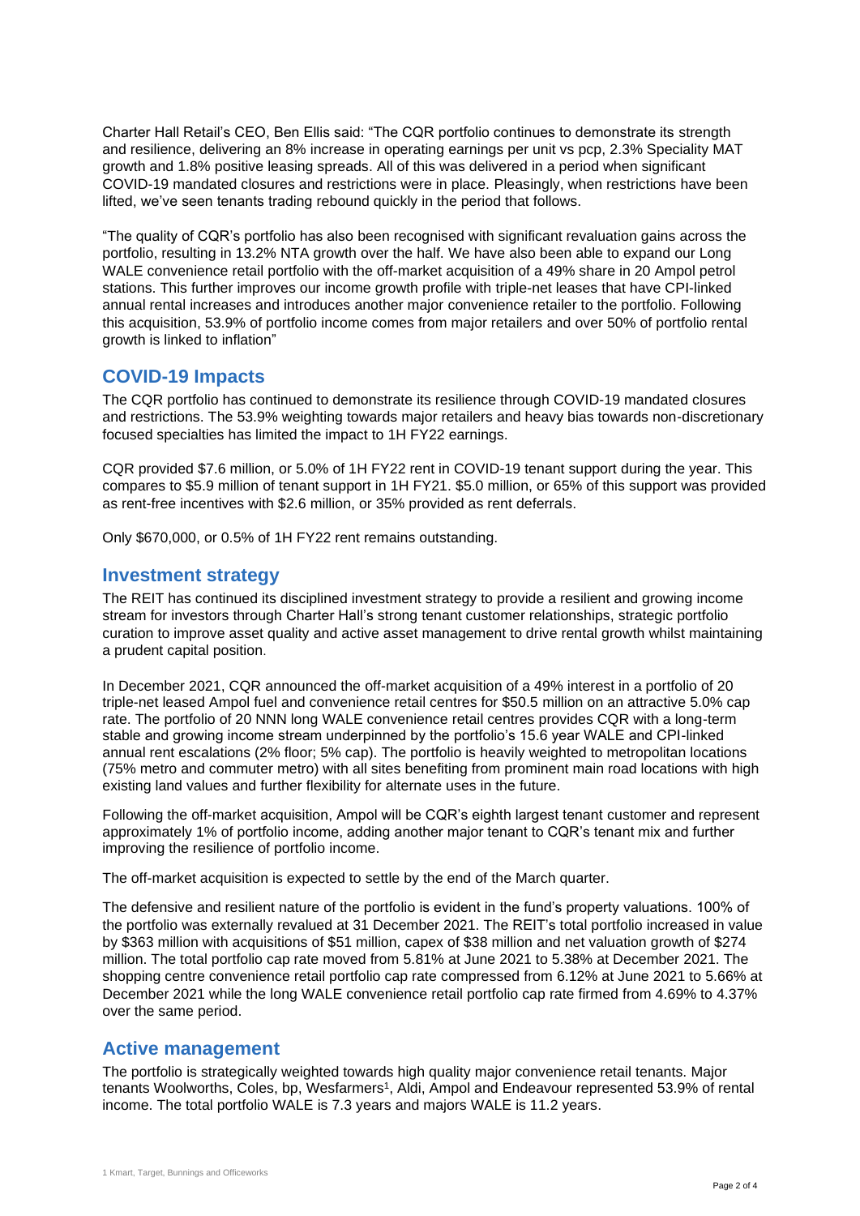Charter Hall Retail's CEO, Ben Ellis said: "The CQR portfolio continues to demonstrate its strength and resilience, delivering an 8% increase in operating earnings per unit vs pcp, 2.3% Speciality MAT growth and 1.8% positive leasing spreads. All of this was delivered in a period when significant COVID-19 mandated closures and restrictions were in place. Pleasingly, when restrictions have been lifted, we've seen tenants trading rebound quickly in the period that follows.

"The quality of CQR's portfolio has also been recognised with significant revaluation gains across the portfolio, resulting in 13.2% NTA growth over the half. We have also been able to expand our Long WALE convenience retail portfolio with the off-market acquisition of a 49% share in 20 Ampol petrol stations. This further improves our income growth profile with triple-net leases that have CPI-linked annual rental increases and introduces another major convenience retailer to the portfolio. Following this acquisition, 53.9% of portfolio income comes from major retailers and over 50% of portfolio rental growth is linked to inflation"

## COVID-19 Impacts

The CQR portfolio has continued to demonstrate its resilience through COVID-19 mandated closures and restrictions. The 53.9% weighting towards major retailers and heavy bias towards non-discretionary focused specialties has limited the impact to 1H FY22 earnings.

CQR provided $7.6 million, or 5.0% of 1H FY22 rent in COVID-19 tenant support during the year. This compares to $5.9 million of tenant support in 1H FY21. $5.0 million, or 65% of this support was provided as rent-free incentives with $2.6 million, or 35% provided as rent deferrals.

Only $670,000, or 0.5% of 1H FY22 rent remains outstanding.

## Investment strategy

The REIT has continued its disciplined investment strategy to provide a resilient and growing income stream for investors through Charter Hall's strong tenant customer relationships, strategic portfolio curation to improve asset quality and active asset management to drive rental growth whilst maintaining a prudent capital position.

In December 2021, CQR announced the off-market acquisition of a 49% interest in a portfolio of 20 triple-net leased Ampol fuel and convenience retail centres for $50.5 million on an attractive 5.0% cap rate. The portfolio of 20 NNN long WALE convenience retail centres provides CQR with a long-term stable and growing income stream underpinned by the portfolio's 15.6 year WALE and CPI-linked annual rent escalations (2% floor; 5% cap). The portfolio is heavily weighted to metropolitan locations (75% metro and commuter metro) with all sites benefiting from prominent main road locations with high existing land values and further flexibility for alternate uses in the future.

Following the off-market acquisition, Ampol will be CQR's eighth largest tenant customer and represent approximately 1% of portfolio income, adding another major tenant to CQR's tenant mix and further improving the resilience of portfolio income.

The off-market acquisition is expected to settle by the end of the March quarter.

The defensive and resilient nature of the portfolio is evident in the fund's property valuations. 100% of the portfolio was externally revalued at 31 December 2021. The REIT's total portfolio increased in value by $363 million with acquisitions of $51 million, capex of $38 million and net valuation growth of $274 million. The total portfolio cap rate moved from 5.81% at June 2021 to 5.38% at December 2021. The shopping centre convenience retail portfolio cap rate compressed from 6.12% at June 2021 to 5.66% at December 2021 while the long WALE convenience retail portfolio cap rate firmed from 4.69% to 4.37% over the same period.

## Active management

The portfolio is strategically weighted towards high quality major convenience retail tenants. Major tenants Woolworths, Coles, bp, Wesfarmers[1], Aldi, Ampol and Endeavour represented 53.9% of rental income. The total portfolio WALE is 7.3 years and majors WALE is 11.2 years.

[1] Kmart, Target, Bunnings and Officeworks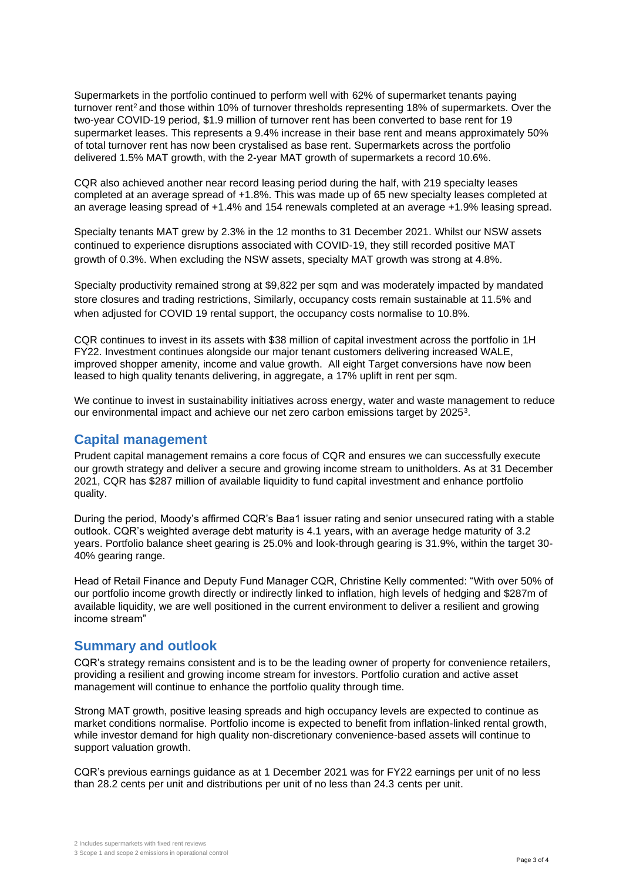Supermarkets in the portfolio continued to perform well with 62% of supermarket tenants paying turnover rent[2] and those within 10% of turnover thresholds representing 18% of supermarkets. Over the two-year COVID-19 period, $1.9 million of turnover rent has been converted to base rent for 19 supermarket leases. This represents a 9.4% increase in their base rent and means approximately 50% of total turnover rent has now been crystalised as base rent. Supermarkets across the portfolio delivered 1.5% MAT growth, with the 2-year MAT growth of supermarkets a record 10.6%.

CQR also achieved another near record leasing period during the half, with 219 specialty leases completed at an average spread of +1.8%. This was made up of 65 new specialty leases completed at an average leasing spread of +1.4% and 154 renewals completed at an average +1.9% leasing spread.

Specialty tenants MAT grew by 2.3% in the 12 months to 31 December 2021. Whilst our NSW assets continued to experience disruptions associated with COVID-19, they still recorded positive MAT growth of 0.3%. When excluding the NSW assets, specialty MAT growth was strong at 4.8%.

Specialty productivity remained strong at $9,822 per sqm and was moderately impacted by mandated store closures and trading restrictions, Similarly, occupancy costs remain sustainable at 11.5% and when adjusted for COVID 19 rental support, the occupancy costs normalise to 10.8%.

CQR continues to invest in its assets with $38 million of capital investment across the portfolio in 1H FY22. Investment continues alongside our major tenant customers delivering increased WALE, improved shopper amenity, income and value growth. All eight Target conversions have now been leased to high quality tenants delivering, in aggregate, a 17% uplift in rent per sqm.

We continue to invest in sustainability initiatives across energy, water and waste management to reduce our environmental impact and achieve our net zero carbon emissions target by 2025[3].

## Capital management

Prudent capital management remains a core focus of CQR and ensures we can successfully execute our growth strategy and deliver a secure and growing income stream to unitholders. As at 31 December 2021, CQR has $287 million of available liquidity to fund capital investment and enhance portfolio quality.

During the period, Moody's affirmed CQR's Baa1 issuer rating and senior unsecured rating with a stable outlook. CQR's weighted average debt maturity is 4.1 years, with an average hedge maturity of 3.2 years. Portfolio balance sheet gearing is 25.0% and look-through gearing is 31.9%, within the target 30-40% gearing range.

Head of Retail Finance and Deputy Fund Manager CQR, Christine Kelly commented: "With over 50% of our portfolio income growth directly or indirectly linked to inflation, high levels of hedging and $287m of available liquidity, we are well positioned in the current environment to deliver a resilient and growing income stream"

## Summary and outlook

CQR's strategy remains consistent and is to be the leading owner of property for convenience retailers, providing a resilient and growing income stream for investors. Portfolio curation and active asset management will continue to enhance the portfolio quality through time.

Strong MAT growth, positive leasing spreads and high occupancy levels are expected to continue as market conditions normalise. Portfolio income is expected to benefit from inflation-linked rental growth, while investor demand for high quality non-discretionary convenience-based assets will continue to support valuation growth.

CQR's previous earnings guidance as at 1 December 2021 was for FY22 earnings per unit of no less than 28.2 cents per unit and distributions per unit of no less than 24.3 cents per unit.

---

2 Includes supermarkets with fixed rent reviews

3 Scope 1 and scope 2 emissions in operational control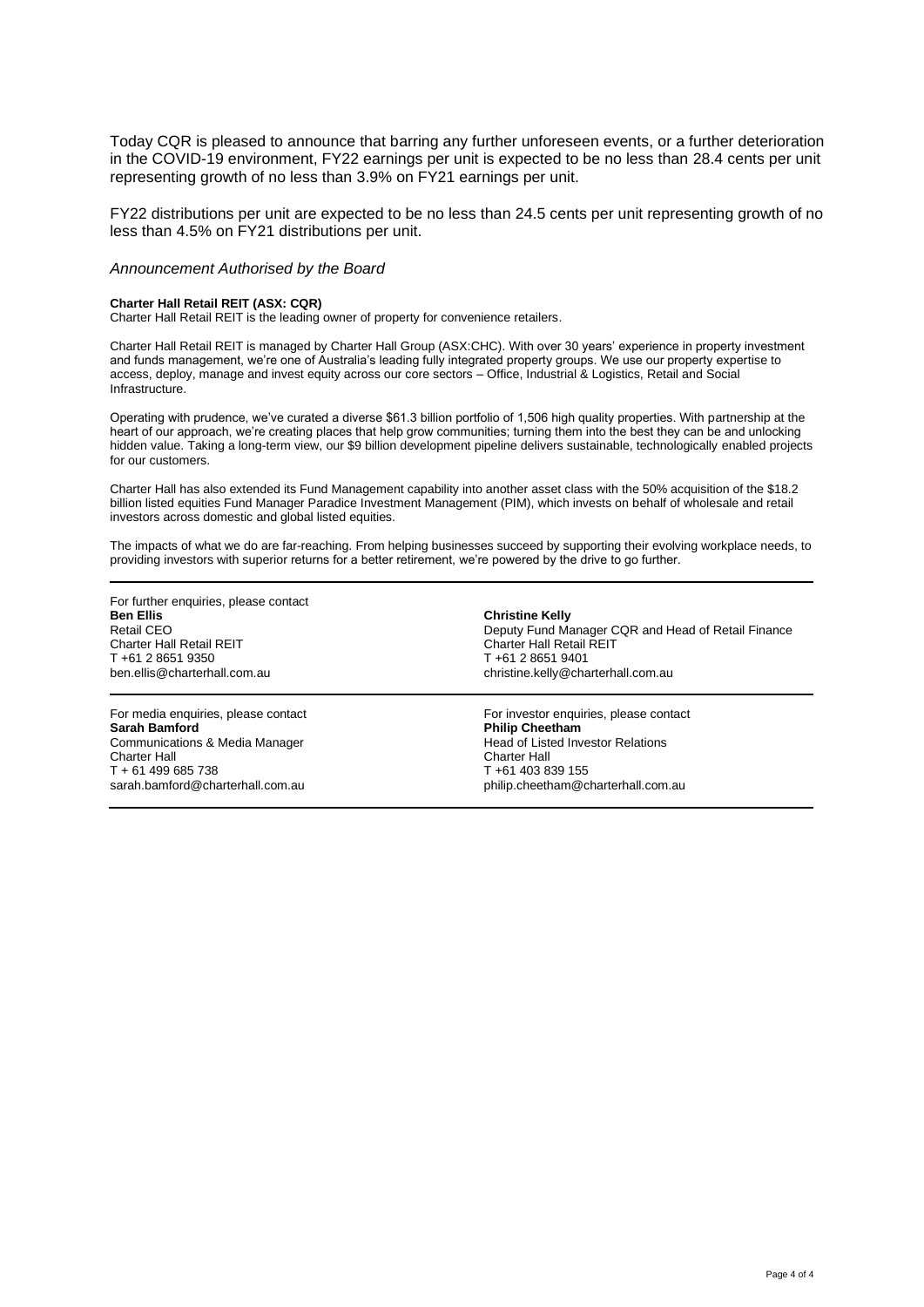Today CQR is pleased to announce that barring any further unforeseen events, or a further deterioration in the COVID-19 environment, FY22 earnings per unit is expected to be no less than 28.4 cents per unit representing growth of no less than 3.9% on FY21 earnings per unit.

FY22 distributions per unit are expected to be no less than 24.5 cents per unit representing growth of no less than 4.5% on FY21 distributions per unit.

*Announcement Authorised by the Board*

**Charter Hall Retail REIT (ASX: CQR)**
Charter Hall Retail REIT is the leading owner of property for convenience retailers.

Charter Hall Retail REIT is managed by Charter Hall Group (ASX:CHC). With over 30 years' experience in property investment and funds management, we're one of Australia's leading fully integrated property groups. We use our property expertise to access, deploy, manage and invest equity across our core sectors – Office, Industrial & Logistics, Retail and Social Infrastructure.

Operating with prudence, we've curated a diverse $61.3 billion portfolio of 1,506 high quality properties. With partnership at the heart of our approach, we're creating places that help grow communities; turning them into the best they can be and unlocking hidden value. Taking a long-term view, our $9 billion development pipeline delivers sustainable, technologically enabled projects for our customers.

Charter Hall has also extended its Fund Management capability into another asset class with the 50% acquisition of the $18.2 billion listed equities Fund Manager Paradice Investment Management (PIM), which invests on behalf of wholesale and retail investors across domestic and global listed equities.

The impacts of what we do are far-reaching. From helping businesses succeed by supporting their evolving workplace needs, to providing investors with superior returns for a better retirement, we're powered by the drive to go further.

---

For further enquiries, please contact
**Ben Ellis**
Retail CEO
Charter Hall Retail REIT
T +61 2 8651 9350
ben.ellis@charterhall.com.au

**Christine Kelly**
Deputy Fund Manager CQR and Head of Retail Finance
Charter Hall Retail REIT
T +61 2 8651 9401
christine.kelly@charterhall.com.au

---

For media enquiries, please contact
**Sarah Bamford**
Communications & Media Manager
Charter Hall
T + 61 499 685 738
sarah.bamford@charterhall.com.au

For investor enquiries, please contact
**Philip Cheetham**
Head of Listed Investor Relations
Charter Hall
T +61 403 839 155
philip.cheetham@charterhall.com.au